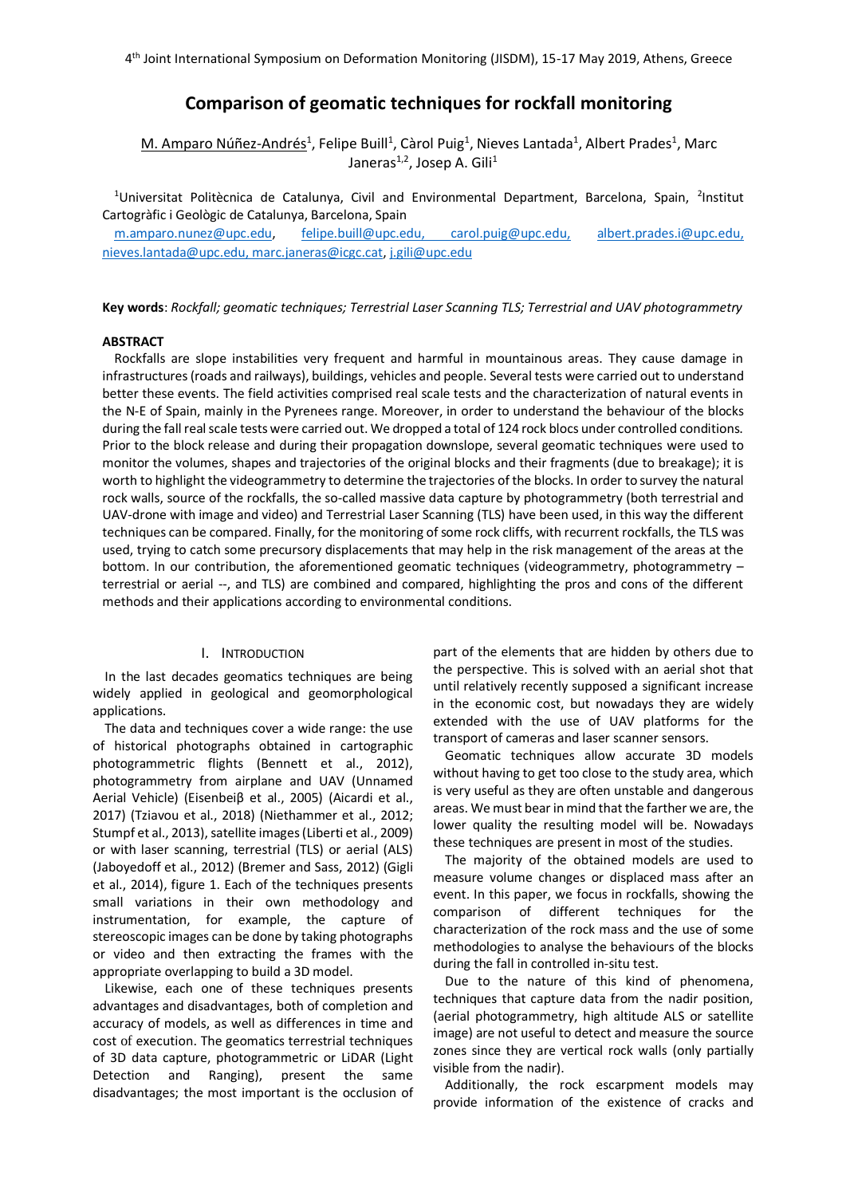# Comparison of geomatic techniques for rockfall monitoring

M. Amparo Núñez-Andrés[1], Felipe Buill[1], Càrol Puig[1], Nieves Lantada[1], Albert Prades[1], Marc Janeras[1,2], Josep A. Gili[1]

[1]Universitat Politècnica de Catalunya, Civil and Environmental Department, Barcelona, Spain, [2]Institut Cartogràfic i Geològic de Catalunya, Barcelona, Spain

m.amparo.nunez@upc.edu, felipe.buill@upc.edu, carol.puig@upc.edu, albert.prades.i@upc.edu, nieves.lantada@upc.edu, marc.janeras@icgc.cat, j.gili@upc.edu

**Key words**: *Rockfall; geomatic techniques; Terrestrial Laser Scanning TLS; Terrestrial and UAV photogrammetry*

## ABSTRACT

Rockfalls are slope instabilities very frequent and harmful in mountainous areas. They cause damage in infrastructures (roads and railways), buildings, vehicles and people. Several tests were carried out to understand better these events. The field activities comprised real scale tests and the characterization of natural events in the N-E of Spain, mainly in the Pyrenees range. Moreover, in order to understand the behaviour of the blocks during the fall real scale tests were carried out. We dropped a total of 124 rock blocs under controlled conditions. Prior to the block release and during their propagation downslope, several geomatic techniques were used to monitor the volumes, shapes and trajectories of the original blocks and their fragments (due to breakage); it is worth to highlight the videogrammetry to determine the trajectories of the blocks. In order to survey the natural rock walls, source of the rockfalls, the so-called massive data capture by photogrammetry (both terrestrial and UAV-drone with image and video) and Terrestrial Laser Scanning (TLS) have been used, in this way the different techniques can be compared. Finally, for the monitoring of some rock cliffs, with recurrent rockfalls, the TLS was used, trying to catch some precursory displacements that may help in the risk management of the areas at the bottom. In our contribution, the aforementioned geomatic techniques (videogrammetry, photogrammetry – terrestrial or aerial --, and TLS) are combined and compared, highlighting the pros and cons of the different methods and their applications according to environmental conditions.

## I. Introduction

In the last decades geomatics techniques are being widely applied in geological and geomorphological applications.

The data and techniques cover a wide range: the use of historical photographs obtained in cartographic photogrammetric flights (Bennett et al., 2012), photogrammetry from airplane and UAV (Unnamed Aerial Vehicle) (Eisenbeiβ et al., 2005) (Aicardi et al., 2017) (Tziavou et al., 2018) (Niethammer et al., 2012; Stumpf et al., 2013), satellite images (Liberti et al., 2009) or with laser scanning, terrestrial (TLS) or aerial (ALS) (Jaboyedoff et al., 2012) (Bremer and Sass, 2012) (Gigli et al., 2014), figure 1. Each of the techniques presents small variations in their own methodology and instrumentation, for example, the capture of stereoscopic images can be done by taking photographs or video and then extracting the frames with the appropriate overlapping to build a 3D model.

Likewise, each one of these techniques presents advantages and disadvantages, both of completion and accuracy of models, as well as differences in time and cost of execution. The geomatics terrestrial techniques of 3D data capture, photogrammetric or LiDAR (Light Detection and Ranging), present the same disadvantages; the most important is the occlusion of part of the elements that are hidden by others due to the perspective. This is solved with an aerial shot that until relatively recently supposed a significant increase in the economic cost, but nowadays they are widely extended with the use of UAV platforms for the transport of cameras and laser scanner sensors.

Geomatic techniques allow accurate 3D models without having to get too close to the study area, which is very useful as they are often unstable and dangerous areas. We must bear in mind that the farther we are, the lower quality the resulting model will be. Nowadays these techniques are present in most of the studies.

The majority of the obtained models are used to measure volume changes or displaced mass after an event. In this paper, we focus in rockfalls, showing the comparison of different techniques for the characterization of the rock mass and the use of some methodologies to analyse the behaviours of the blocks during the fall in controlled in-situ test.

Due to the nature of this kind of phenomena, techniques that capture data from the nadir position, (aerial photogrammetry, high altitude ALS or satellite image) are not useful to detect and measure the source zones since they are vertical rock walls (only partially visible from the nadir).

Additionally, the rock escarpment models may provide information of the existence of cracks and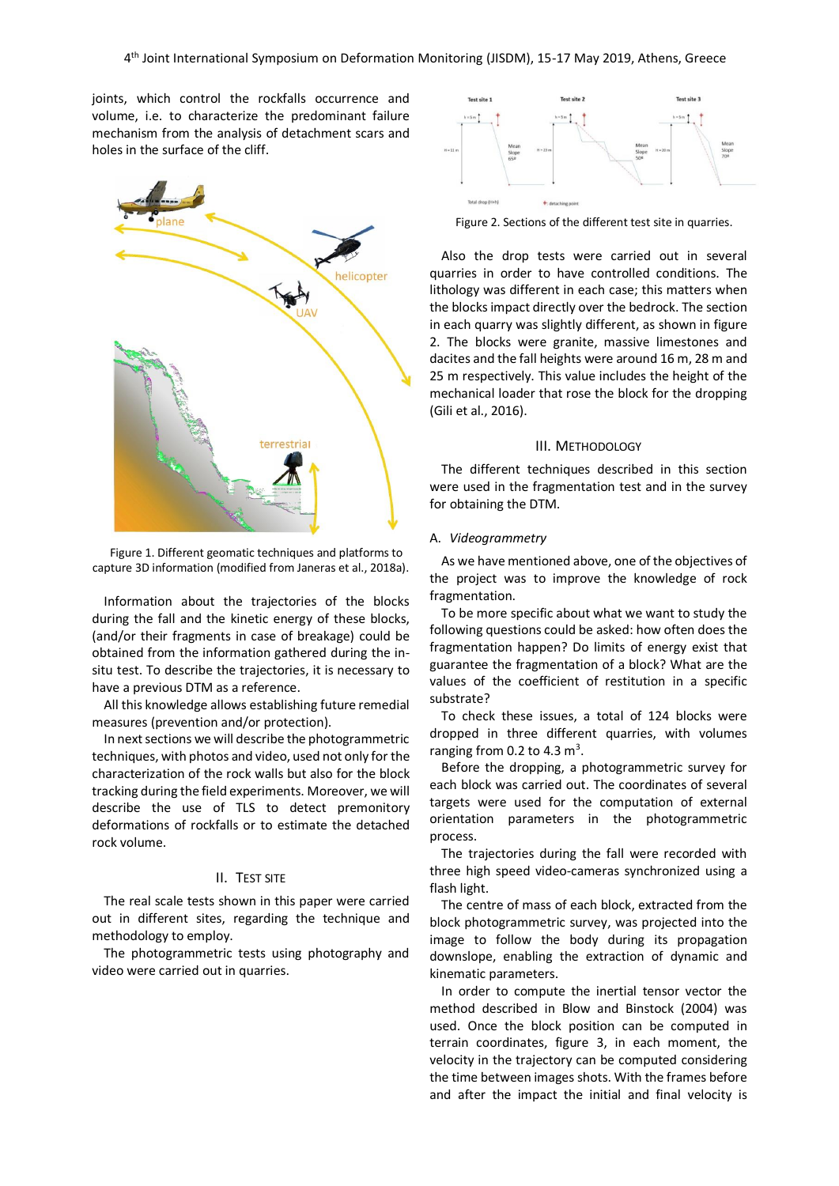joints, which control the rockfalls occurrence and volume, i.e. to characterize the predominant failure mechanism from the analysis of detachment scars and holes in the surface of the cliff.

Figure 1. Different geomatic techniques and platforms to capture 3D information (modified from Janeras et al., 2018a).

Information about the trajectories of the blocks during the fall and the kinetic energy of these blocks, (and/or their fragments in case of breakage) could be obtained from the information gathered during the in-situ test. To describe the trajectories, it is necessary to have a previous DTM as a reference.

All this knowledge allows establishing future remedial measures (prevention and/or protection).

In next sections we will describe the photogrammetric techniques, with photos and video, used not only for the characterization of the rock walls but also for the block tracking during the field experiments. Moreover, we will describe the use of TLS to detect premonitory deformations of rockfalls or to estimate the detached rock volume.

## II. Test site

The real scale tests shown in this paper were carried out in different sites, regarding the technique and methodology to employ.

The photogrammetric tests using photography and video were carried out in quarries.

Figure 2. Sections of the different test site in quarries.

Also the drop tests were carried out in several quarries in order to have controlled conditions. The lithology was different in each case; this matters when the blocks impact directly over the bedrock. The section in each quarry was slightly different, as shown in figure 2. The blocks were granite, massive limestones and dacites and the fall heights were around 16 m, 28 m and 25 m respectively. This value includes the height of the mechanical loader that rose the block for the dropping (Gili et al., 2016).

## III. Methodology

The different techniques described in this section were used in the fragmentation test and in the survey for obtaining the DTM.

### A. *Videogrammetry*

As we have mentioned above, one of the objectives of the project was to improve the knowledge of rock fragmentation.

To be more specific about what we want to study the following questions could be asked: how often does the fragmentation happen? Do limits of energy exist that guarantee the fragmentation of a block? What are the values of the coefficient of restitution in a specific substrate?

To check these issues, a total of 124 blocks were dropped in three different quarries, with volumes ranging from 0.2 to 4.3 m$^3$.

Before the dropping, a photogrammetric survey for each block was carried out. The coordinates of several targets were used for the computation of external orientation parameters in the photogrammetric process.

The trajectories during the fall were recorded with three high speed video-cameras synchronized using a flash light.

The centre of mass of each block, extracted from the block photogrammetric survey, was projected into the image to follow the body during its propagation downslope, enabling the extraction of dynamic and kinematic parameters.

In order to compute the inertial tensor vector the method described in Blow and Binstock (2004) was used. Once the block position can be computed in terrain coordinates, figure 3, in each moment, the velocity in the trajectory can be computed considering the time between images shots. With the frames before and after the impact the initial and final velocity is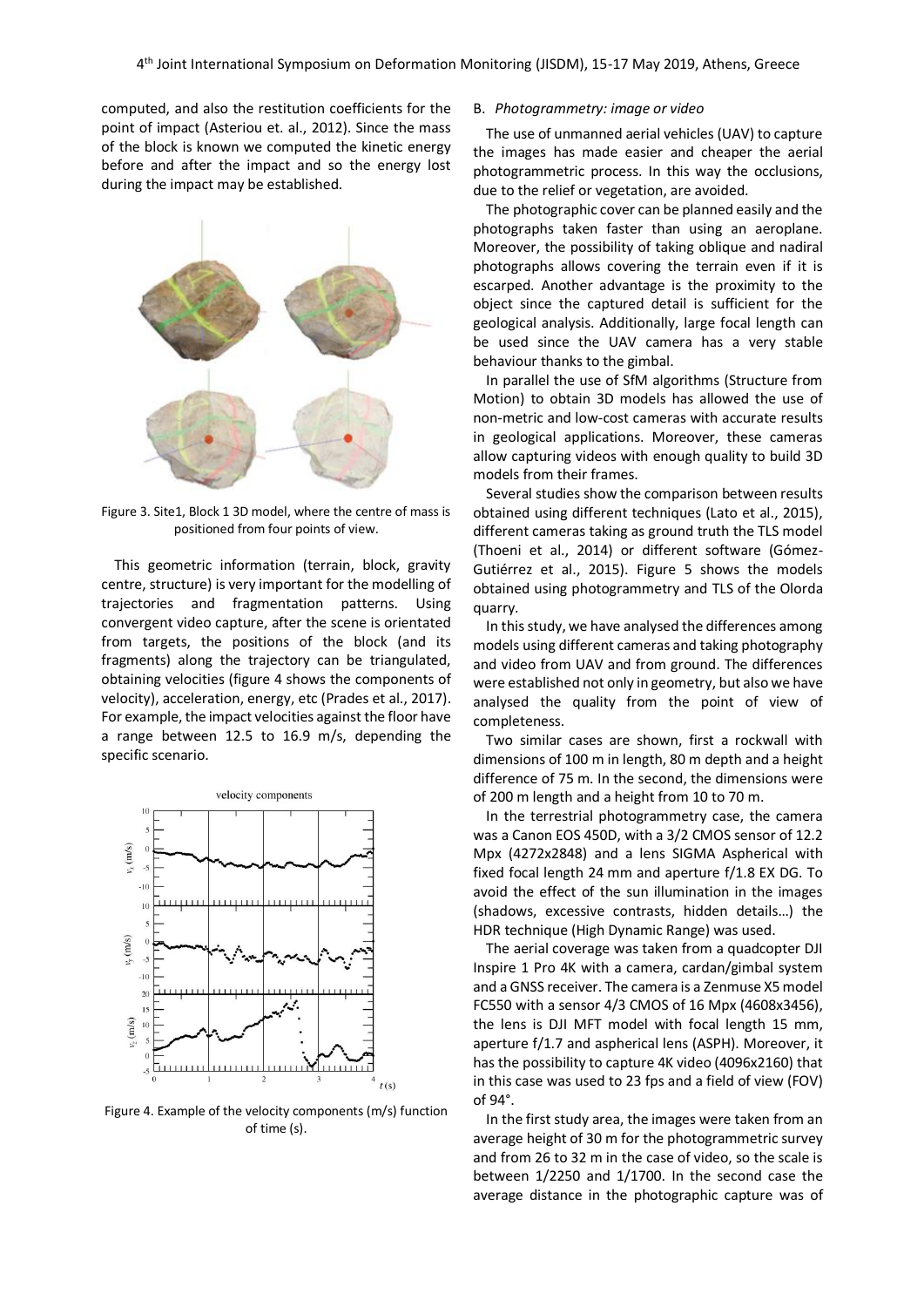computed, and also the restitution coefficients for the point of impact (Asteriou et. al., 2012). Since the mass of the block is known we computed the kinetic energy before and after the impact and so the energy lost during the impact may be established.

Figure 3. Site1, Block 1 3D model, where the centre of mass is positioned from four points of view.

This geometric information (terrain, block, gravity centre, structure) is very important for the modelling of trajectories and fragmentation patterns. Using convergent video capture, after the scene is orientated from targets, the positions of the block (and its fragments) along the trajectory can be triangulated, obtaining velocities (figure 4 shows the components of velocity), acceleration, energy, etc (Prades et al., 2017). For example, the impact velocities against the floor have a range between 12.5 to 16.9 m/s, depending the specific scenario.

Figure 4. Example of the velocity components (m/s) function of time (s).

### B. *Photogrammetry: image or video*

The use of unmanned aerial vehicles (UAV) to capture the images has made easier and cheaper the aerial photogrammetric process. In this way the occlusions, due to the relief or vegetation, are avoided.

The photographic cover can be planned easily and the photographs taken faster than using an aeroplane. Moreover, the possibility of taking oblique and nadiral photographs allows covering the terrain even if it is escarped. Another advantage is the proximity to the object since the captured detail is sufficient for the geological analysis. Additionally, large focal length can be used since the UAV camera has a very stable behaviour thanks to the gimbal.

In parallel the use of SfM algorithms (Structure from Motion) to obtain 3D models has allowed the use of non-metric and low-cost cameras with accurate results in geological applications. Moreover, these cameras allow capturing videos with enough quality to build 3D models from their frames.

Several studies show the comparison between results obtained using different techniques (Lato et al., 2015), different cameras taking as ground truth the TLS model (Thoeni et al., 2014) or different software (Gómez-Gutiérrez et al., 2015). Figure 5 shows the models obtained using photogrammetry and TLS of the Olorda quarry.

In this study, we have analysed the differences among models using different cameras and taking photography and video from UAV and from ground. The differences were established not only in geometry, but also we have analysed the quality from the point of view of completeness.

Two similar cases are shown, first a rockwall with dimensions of 100 m in length, 80 m depth and a height difference of 75 m. In the second, the dimensions were of 200 m length and a height from 10 to 70 m.

In the terrestrial photogrammetry case, the camera was a Canon EOS 450D, with a 3/2 CMOS sensor of 12.2 Mpx (4272x2848) and a lens SIGMA Aspherical with fixed focal length 24 mm and aperture f/1.8 EX DG. To avoid the effect of the sun illumination in the images (shadows, excessive contrasts, hidden details…) the HDR technique (High Dynamic Range) was used.

The aerial coverage was taken from a quadcopter DJI Inspire 1 Pro 4K with a camera, cardan/gimbal system and a GNSS receiver. The camera is a Zenmuse X5 model FC550 with a sensor 4/3 CMOS of 16 Mpx (4608x3456), the lens is DJI MFT model with focal length 15 mm, aperture f/1.7 and aspherical lens (ASPH). Moreover, it has the possibility to capture 4K video (4096x2160) that in this case was used to 23 fps and a field of view (FOV) of 94°.

In the first study area, the images were taken from an average height of 30 m for the photogrammetric survey and from 26 to 32 m in the case of video, so the scale is between 1/2250 and 1/1700. In the second case the average distance in the photographic capture was of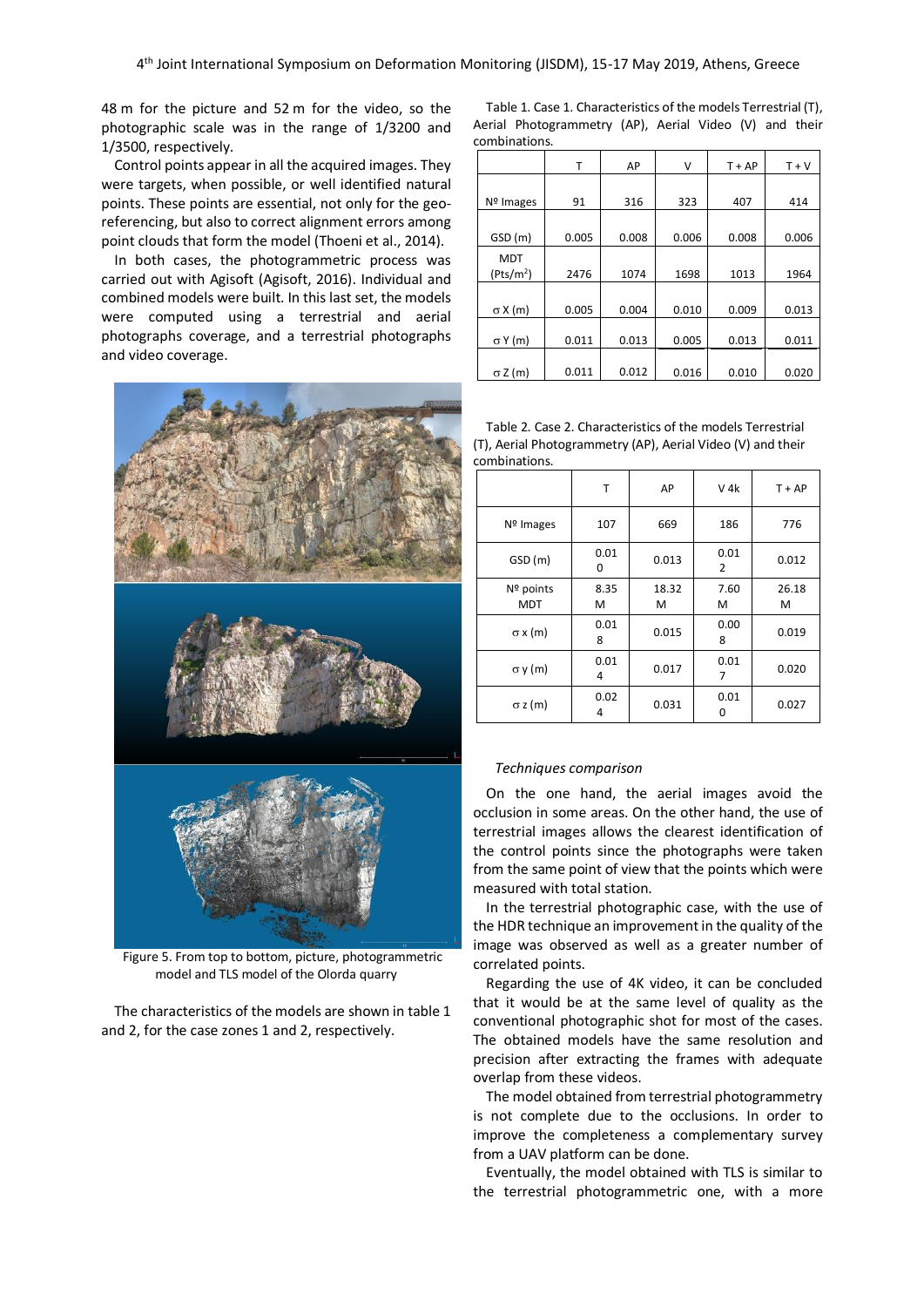48 m for the picture and 52 m for the video, so the photographic scale was in the range of 1/3200 and 1/3500, respectively.

Control points appear in all the acquired images. They were targets, when possible, or well identified natural points. These points are essential, not only for the geo-referencing, but also to correct alignment errors among point clouds that form the model (Thoeni et al., 2014).

In both cases, the photogrammetric process was carried out with Agisoft (Agisoft, 2016). Individual and combined models were built. In this last set, the models were computed using a terrestrial and aerial photographs coverage, and a terrestrial photographs and video coverage.

Figure 5. From top to bottom, picture, photogrammetric model and TLS model of the Olorda quarry

The characteristics of the models are shown in table 1 and 2, for the case zones 1 and 2, respectively.

Table 1. Case 1. Characteristics of the models Terrestrial (T), Aerial Photogrammetry (AP), Aerial Video (V) and their combinations.

| | T | AP | V | T + AP | T + V |
|---|---|---|---|---|---|
| Nº Images | 91 | 316 | 323 | 407 | 414 |
| GSD (m) | 0.005 | 0.008 | 0.006 | 0.008 | 0.006 |
| MDT (Pts/m$^2$) | 2476 | 1074 | 1698 | 1013 | 1964 |
| σ X (m) | 0.005 | 0.004 | 0.010 | 0.009 | 0.013 |
| σ Y (m) | 0.011 | 0.013 | 0.005 | 0.013 | 0.011 |
| σ Z (m) | 0.011 | 0.012 | 0.016 | 0.010 | 0.020 |

Table 2. Case 2. Characteristics of the models Terrestrial (T), Aerial Photogrammetry (AP), Aerial Video (V) and their combinations.

| | T | AP | V 4k | T + AP |
|---|---|---|---|---|
| Nº Images | 107 | 669 | 186 | 776 |
| GSD (m) | 0.010 | 0.013 | 0.012 | 0.012 |
| Nº points MDT | 8.35 M | 18.32 M | 7.60 M | 26.18 M |
| σ x (m) | 0.018 | 0.015 | 0.008 | 0.019 |
| σ y (m) | 0.014 | 0.017 | 0.017 | 0.020 |
| σ z (m) | 0.024 | 0.031 | 0.010 | 0.027 |

*Techniques comparison*

On the one hand, the aerial images avoid the occlusion in some areas. On the other hand, the use of terrestrial images allows the clearest identification of the control points since the photographs were taken from the same point of view that the points which were measured with total station.

In the terrestrial photographic case, with the use of the HDR technique an improvement in the quality of the image was observed as well as a greater number of correlated points.

Regarding the use of 4K video, it can be concluded that it would be at the same level of quality as the conventional photographic shot for most of the cases. The obtained models have the same resolution and precision after extracting the frames with adequate overlap from these videos.

The model obtained from terrestrial photogrammetry is not complete due to the occlusions. In order to improve the completeness a complementary survey from a UAV platform can be done.

Eventually, the model obtained with TLS is similar to the terrestrial photogrammetric one, with a more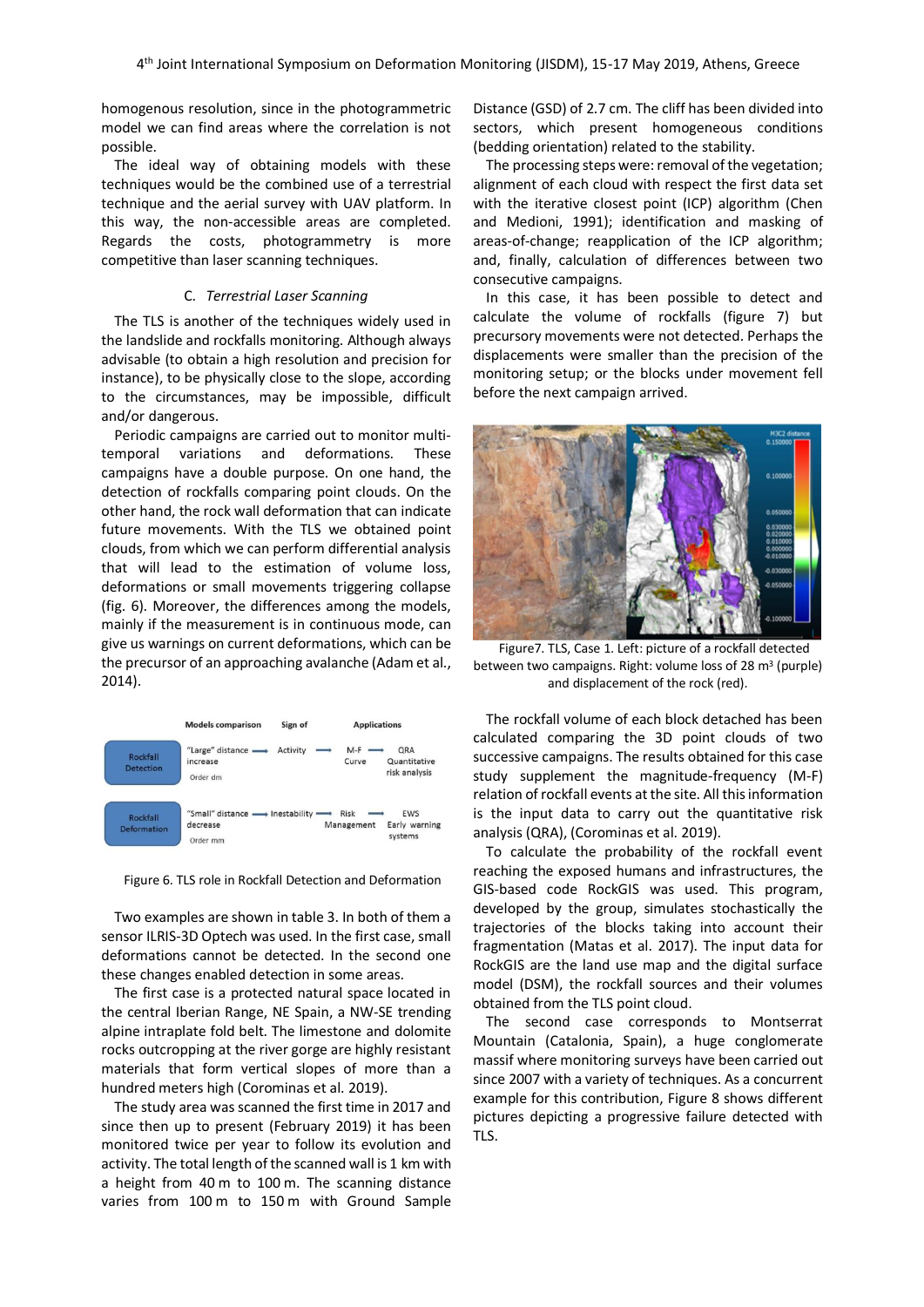homogenous resolution, since in the photogrammetric model we can find areas where the correlation is not possible.

The ideal way of obtaining models with these techniques would be the combined use of a terrestrial technique and the aerial survey with UAV platform. In this way, the non-accessible areas are completed. Regards the costs, photogrammetry is more competitive than laser scanning techniques.

### C. *Terrestrial Laser Scanning*

The TLS is another of the techniques widely used in the landslide and rockfalls monitoring. Although always advisable (to obtain a high resolution and precision for instance), to be physically close to the slope, according to the circumstances, may be impossible, difficult and/or dangerous.

Periodic campaigns are carried out to monitor multi-temporal variations and deformations. These campaigns have a double purpose. On one hand, the detection of rockfalls comparing point clouds. On the other hand, the rock wall deformation that can indicate future movements. With the TLS we obtained point clouds, from which we can perform differential analysis that will lead to the estimation of volume loss, deformations or small movements triggering collapse (fig. 6). Moreover, the differences among the models, mainly if the measurement is in continuous mode, can give us warnings on current deformations, which can be the precursor of an approaching avalanche (Adam et al., 2014).

| | Models comparison | Sign of | Applications | |
|---|---|---|---|---|
| Rockfall Detection | "Large" distance increase (Order dm) | Activity | M-F Curve | QRA Quantitative risk analysis |
| Rockfall Deformation | "Small" distance decrease (Order mm) | Instability | Risk Management | EWS Early warning systems |

Figure 6. TLS role in Rockfall Detection and Deformation

Two examples are shown in table 3. In both of them a sensor ILRIS-3D Optech was used. In the first case, small deformations cannot be detected. In the second one these changes enabled detection in some areas.

The first case is a protected natural space located in the central Iberian Range, NE Spain, a NW-SE trending alpine intraplate fold belt. The limestone and dolomite rocks outcropping at the river gorge are highly resistant materials that form vertical slopes of more than a hundred meters high (Corominas et al. 2019).

The study area was scanned the first time in 2017 and since then up to present (February 2019) it has been monitored twice per year to follow its evolution and activity. The total length of the scanned wall is 1 km with a height from 40 m to 100 m. The scanning distance varies from 100 m to 150 m with Ground Sample Distance (GSD) of 2.7 cm. The cliff has been divided into sectors, which present homogeneous conditions (bedding orientation) related to the stability.

The processing steps were: removal of the vegetation; alignment of each cloud with respect the first data set with the iterative closest point (ICP) algorithm (Chen and Medioni, 1991); identification and masking of areas-of-change; reapplication of the ICP algorithm; and, finally, calculation of differences between two consecutive campaigns.

In this case, it has been possible to detect and calculate the volume of rockfalls (figure 7) but precursory movements were not detected. Perhaps the displacements were smaller than the precision of the monitoring setup; or the blocks under movement fell before the next campaign arrived.

Figure7. TLS, Case 1. Left: picture of a rockfall detected between two campaigns. Right: volume loss of 28 m³ (purple) and displacement of the rock (red).

The rockfall volume of each block detached has been calculated comparing the 3D point clouds of two successive campaigns. The results obtained for this case study supplement the magnitude-frequency (M-F) relation of rockfall events at the site. All this information is the input data to carry out the quantitative risk analysis (QRA), (Corominas et al. 2019).

To calculate the probability of the rockfall event reaching the exposed humans and infrastructures, the GIS-based code RockGIS was used. This program, developed by the group, simulates stochastically the trajectories of the blocks taking into account their fragmentation (Matas et al. 2017). The input data for RockGIS are the land use map and the digital surface model (DSM), the rockfall sources and their volumes obtained from the TLS point cloud.

The second case corresponds to Montserrat Mountain (Catalonia, Spain), a huge conglomerate massif where monitoring surveys have been carried out since 2007 with a variety of techniques. As a concurrent example for this contribution, Figure 8 shows different pictures depicting a progressive failure detected with TLS.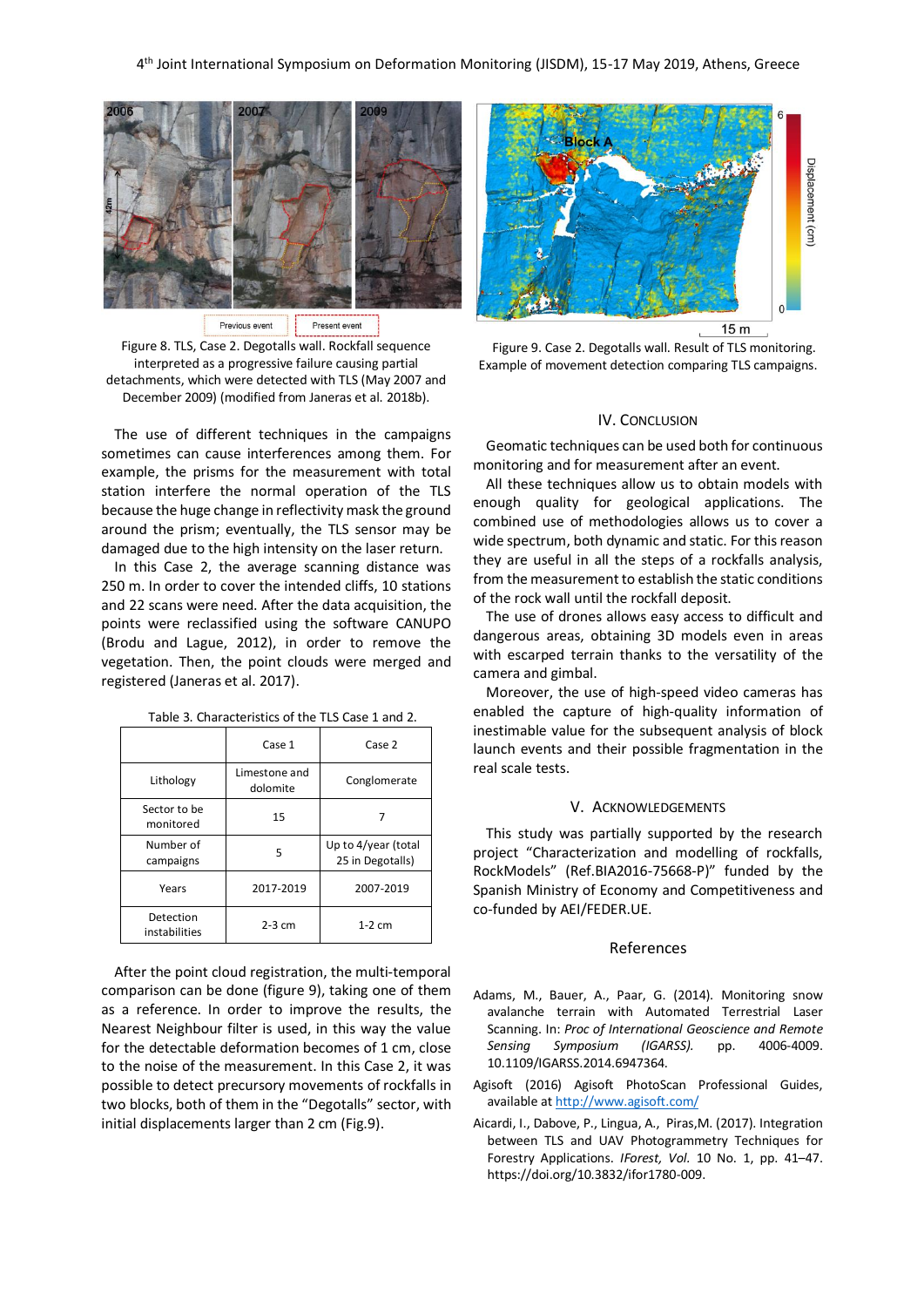Figure 8. TLS, Case 2. Degotalls wall. Rockfall sequence interpreted as a progressive failure causing partial detachments, which were detected with TLS (May 2007 and December 2009) (modified from Janeras et al. 2018b).

Figure 9. Case 2. Degotalls wall. Result of TLS monitoring. Example of movement detection comparing TLS campaigns.

The use of different techniques in the campaigns sometimes can cause interferences among them. For example, the prisms for the measurement with total station interfere the normal operation of the TLS because the huge change in reflectivity mask the ground around the prism; eventually, the TLS sensor may be damaged due to the high intensity on the laser return.

In this Case 2, the average scanning distance was 250 m. In order to cover the intended cliffs, 10 stations and 22 scans were need. After the data acquisition, the points were reclassified using the software CANUPO (Brodu and Lague, 2012), in order to remove the vegetation. Then, the point clouds were merged and registered (Janeras et al. 2017).

Table 3. Characteristics of the TLS Case 1 and 2.

| | Case 1 | Case 2 |
|---|---|---|
| Lithology | Limestone and dolomite | Conglomerate |
| Sector to be monitored | 15 | 7 |
| Number of campaigns | 5 | Up to 4/year (total 25 in Degotalls) |
| Years | 2017-2019 | 2007-2019 |
| Detection instabilities | 2-3 cm | 1-2 cm |

After the point cloud registration, the multi-temporal comparison can be done (figure 9), taking one of them as a reference. In order to improve the results, the Nearest Neighbour filter is used, in this way the value for the detectable deformation becomes of 1 cm, close to the noise of the measurement. In this Case 2, it was possible to detect precursory movements of rockfalls in two blocks, both of them in the "Degotalls" sector, with initial displacements larger than 2 cm (Fig.9).

## IV. Conclusion

Geomatic techniques can be used both for continuous monitoring and for measurement after an event.

All these techniques allow us to obtain models with enough quality for geological applications. The combined use of methodologies allows us to cover a wide spectrum, both dynamic and static. For this reason they are useful in all the steps of a rockfalls analysis, from the measurement to establish the static conditions of the rock wall until the rockfall deposit.

The use of drones allows easy access to difficult and dangerous areas, obtaining 3D models even in areas with escarped terrain thanks to the versatility of the camera and gimbal.

Moreover, the use of high-speed video cameras has enabled the capture of high-quality information of inestimable value for the subsequent analysis of block launch events and their possible fragmentation in the real scale tests.

## V. Acknowledgements

This study was partially supported by the research project "Characterization and modelling of rockfalls, RockModels" (Ref.BIA2016-75668-P)" funded by the Spanish Ministry of Economy and Competitiveness and co-funded by AEI/FEDER.UE.

## References

Adams, M., Bauer, A., Paar, G. (2014). Monitoring snow avalanche terrain with Automated Terrestrial Laser Scanning. In: *Proc of International Geoscience and Remote Sensing Symposium (IGARSS).* pp. 4006-4009. 10.1109/IGARSS.2014.6947364.

Agisoft (2016) Agisoft PhotoScan Professional Guides, available at http://www.agisoft.com/

Aicardi, I., Dabove, P., Lingua, A., Piras,M. (2017). Integration between TLS and UAV Photogrammetry Techniques for Forestry Applications. *IForest, Vol.* 10 No. 1, pp. 41–47. https://doi.org/10.3832/ifor1780-009.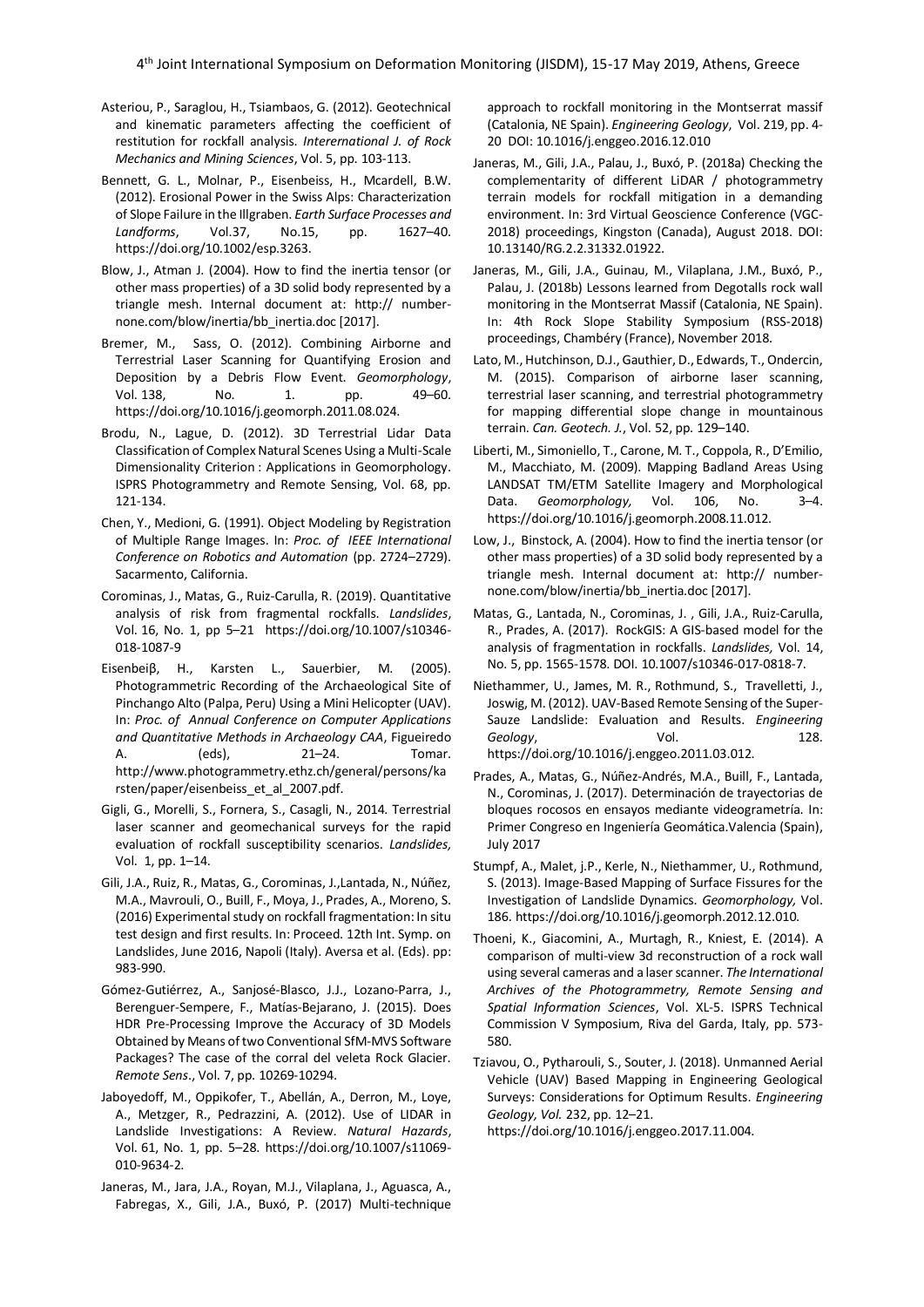Asteriou, P., Saraglou, H., Tsiambaos, G. (2012). Geotechnical and kinematic parameters affecting the coefficient of restitution for rockfall analysis. *Interernational J. of Rock Mechanics and Mining Sciences*, Vol. 5, pp. 103-113.

Bennett, G. L., Molnar, P., Eisenbeiss, H., Mcardell, B.W. (2012). Erosional Power in the Swiss Alps: Characterization of Slope Failure in the Illgraben. *Earth Surface Processes and Landforms*, Vol.37, No.15, pp. 1627–40. https://doi.org/10.1002/esp.3263.

Blow, J., Atman J. (2004). How to find the inertia tensor (or other mass properties) of a 3D solid body represented by a triangle mesh. Internal document at: http:// number-none.com/blow/inertia/bb_inertia.doc [2017].

Bremer, M., Sass, O. (2012). Combining Airborne and Terrestrial Laser Scanning for Quantifying Erosion and Deposition by a Debris Flow Event. *Geomorphology*, Vol. 138, No. 1. pp. 49–60. https://doi.org/10.1016/j.geomorph.2011.08.024.

Brodu, N., Lague, D. (2012). 3D Terrestrial Lidar Data Classification of Complex Natural Scenes Using a Multi-Scale Dimensionality Criterion : Applications in Geomorphology. ISPRS Photogrammetry and Remote Sensing, Vol. 68, pp. 121-134.

Chen, Y., Medioni, G. (1991). Object Modeling by Registration of Multiple Range Images. In: *Proc. of IEEE International Conference on Robotics and Automation* (pp. 2724–2729). Sacarmento, California.

Corominas, J., Matas, G., Ruiz-Carulla, R. (2019). Quantitative analysis of risk from fragmental rockfalls. *Landslides*, Vol. 16, No. 1, pp 5–21 https://doi.org/10.1007/s10346-018-1087-9

Eisenbeiβ, H., Karsten L., Sauerbier, M. (2005). Photogrammetric Recording of the Archaeological Site of Pinchango Alto (Palpa, Peru) Using a Mini Helicopter (UAV). In: *Proc. of Annual Conference on Computer Applications and Quantitative Methods in Archaeology CAA*, Figueiredo A. (eds), 21–24. Tomar. http://www.photogrammetry.ethz.ch/general/persons/karsten/paper/eisenbeiss_et_al_2007.pdf.

Gigli, G., Morelli, S., Fornera, S., Casagli, N., 2014. Terrestrial laser scanner and geomechanical surveys for the rapid evaluation of rockfall susceptibility scenarios. *Landslides,* Vol. 1, pp. 1–14.

Gili, J.A., Ruiz, R., Matas, G., Corominas, J.,Lantada, N., Núñez, M.A., Mavrouli, O., Buill, F., Moya, J., Prades, A., Moreno, S. (2016) Experimental study on rockfall fragmentation: In situ test design and first results. In: Proceed. 12th Int. Symp. on Landslides, June 2016, Napoli (Italy). Aversa et al. (Eds). pp: 983-990.

Gómez-Gutiérrez, A., Sanjosé-Blasco, J.J., Lozano-Parra, J., Berenguer-Sempere, F., Matías-Bejarano, J. (2015). Does HDR Pre-Processing Improve the Accuracy of 3D Models Obtained by Means of two Conventional SfM-MVS Software Packages? The case of the corral del veleta Rock Glacier. *Remote Sens*., Vol. 7, pp. 10269-10294.

Jaboyedoff, M., Oppikofer, T., Abellán, A., Derron, M., Loye, A., Metzger, R., Pedrazzini, A. (2012). Use of LIDAR in Landslide Investigations: A Review. *Natural Hazards*, Vol. 61, No. 1, pp. 5–28. https://doi.org/10.1007/s11069-010-9634-2.

Janeras, M., Jara, J.A., Royan, M.J., Vilaplana, J., Aguasca, A., Fabregas, X., Gili, J.A., Buxó, P. (2017) Multi-technique approach to rockfall monitoring in the Montserrat massif (Catalonia, NE Spain). *Engineering Geology*, Vol. 219, pp. 4-20 DOI: 10.1016/j.enggeo.2016.12.010

Janeras, M., Gili, J.A., Palau, J., Buxó, P. (2018a) Checking the complementarity of different LiDAR / photogrammetry terrain models for rockfall mitigation in a demanding environment. In: 3rd Virtual Geoscience Conference (VGC-2018) proceedings, Kingston (Canada), August 2018. DOI: 10.13140/RG.2.2.31332.01922.

Janeras, M., Gili, J.A., Guinau, M., Vilaplana, J.M., Buxó, P., Palau, J. (2018b) Lessons learned from Degotalls rock wall monitoring in the Montserrat Massif (Catalonia, NE Spain). In: 4th Rock Slope Stability Symposium (RSS-2018) proceedings, Chambéry (France), November 2018.

Lato, M., Hutchinson, D.J., Gauthier, D., Edwards, T., Ondercin, M. (2015). Comparison of airborne laser scanning, terrestrial laser scanning, and terrestrial photogrammetry for mapping differential slope change in mountainous terrain. *Can. Geotech. J.*, Vol. 52, pp. 129–140.

Liberti, M., Simoniello, T., Carone, M. T., Coppola, R., D'Emilio, M., Macchiato, M. (2009). Mapping Badland Areas Using LANDSAT TM/ETM Satellite Imagery and Morphological Data. *Geomorphology,* Vol. 106, No. 3–4. https://doi.org/10.1016/j.geomorph.2008.11.012.

Low, J., Binstock, A. (2004). How to find the inertia tensor (or other mass properties) of a 3D solid body represented by a triangle mesh. Internal document at: http:// number-none.com/blow/inertia/bb_inertia.doc [2017].

Matas, G., Lantada, N., Corominas, J. , Gili, J.A., Ruiz-Carulla, R., Prades, A. (2017). RockGIS: A GIS-based model for the analysis of fragmentation in rockfalls. *Landslides,* Vol. 14, No. 5, pp. 1565-1578. DOI. 10.1007/s10346-017-0818-7.

Niethammer, U., James, M. R., Rothmund, S., Travelletti, J., Joswig, M. (2012). UAV-Based Remote Sensing of the Super-Sauze Landslide: Evaluation and Results. *Engineering Geology*, Vol. 128. https://doi.org/10.1016/j.enggeo.2011.03.012.

Prades, A., Matas, G., Núñez-Andrés, M.A., Buill, F., Lantada, N., Corominas, J. (2017). Determinación de trayectorias de bloques rocosos en ensayos mediante videogrametría. In: Primer Congreso en Ingeniería Geomática.Valencia (Spain), July 2017

Stumpf, A., Malet, j.P., Kerle, N., Niethammer, U., Rothmund, S. (2013). Image-Based Mapping of Surface Fissures for the Investigation of Landslide Dynamics. *Geomorphology,* Vol. 186. https://doi.org/10.1016/j.geomorph.2012.12.010.

Thoeni, K., Giacomini, A., Murtagh, R., Kniest, E. (2014). A comparison of multi-view 3d reconstruction of a rock wall using several cameras and a laser scanner. *The International Archives of the Photogrammetry, Remote Sensing and Spatial Information Sciences*, Vol. XL-5. ISPRS Technical Commission V Symposium, Riva del Garda, Italy, pp. 573-580.

Tziavou, O., Pytharouli, S., Souter, J. (2018). Unmanned Aerial Vehicle (UAV) Based Mapping in Engineering Geological Surveys: Considerations for Optimum Results. *Engineering Geology, Vol.* 232, pp. 12–21. https://doi.org/10.1016/j.enggeo.2017.11.004.